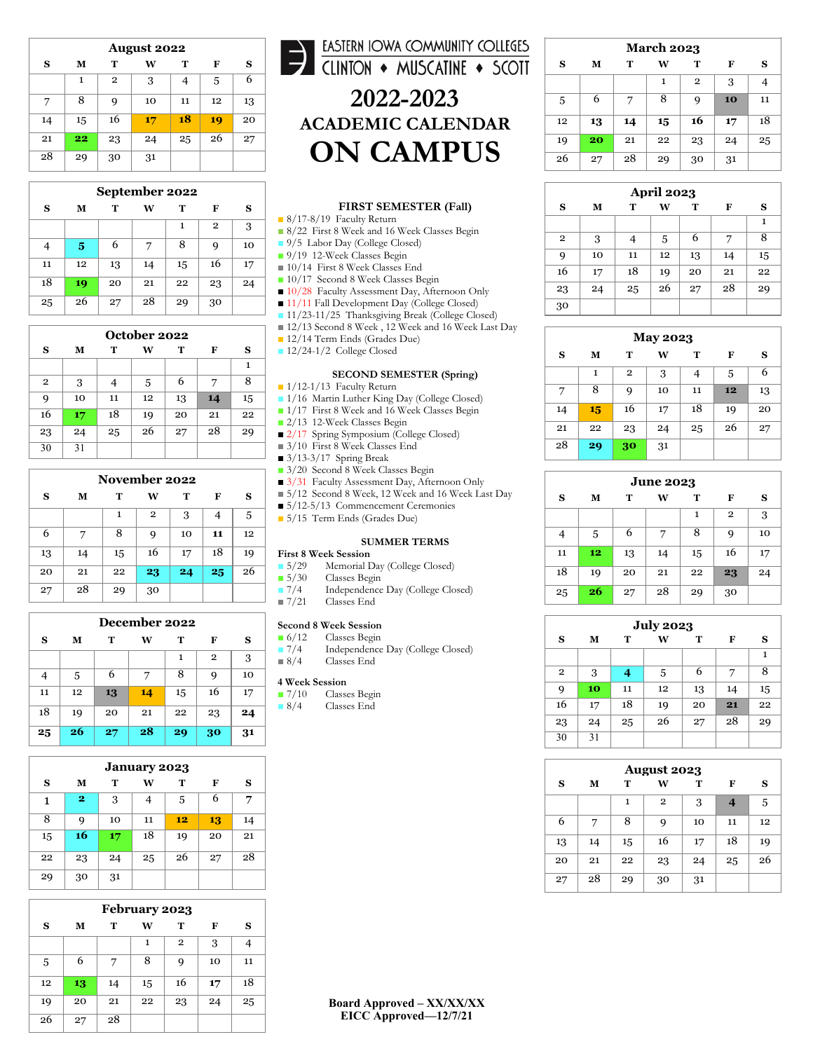# EASTERN IOWA COMMUNITY COLLEGES
## CLINTON ♦ MUSCATINE ♦ SCOTT

# 2022-2023
## ACADEMIC CALENDAR
# ON CAMPUS

### FIRST SEMESTER (Fall)

- 8/17-8/19 Faculty Return
- 8/22 First 8 Week and 16 Week Classes Begin
- 9/5 Labor Day (College Closed)
- 9/19 12-Week Classes Begin
- 10/14 First 8 Week Classes End
- 10/17 Second 8 Week Classes Begin
- 10/28 Faculty Assessment Day, Afternoon Only
- 11/11 Fall Development Day (College Closed)
- 11/23-11/25 Thanksgiving Break (College Closed)
- 12/13 Second 8 Week , 12 Week and 16 Week Last Day
- 12/14 Term Ends (Grades Due)
- 12/24-1/2 College Closed

### SECOND SEMESTER (Spring)

- 1/12-1/13 Faculty Return
- 1/16 Martin Luther King Day (College Closed)
- 1/17 First 8 Week and 16 Week Classes Begin
- 2/13 12-Week Classes Begin
- 2/17 Spring Symposium (College Closed)
- 3/10 First 8 Week Classes End
- 3/13-3/17 Spring Break
- 3/20 Second 8 Week Classes Begin
- 3/31 Faculty Assessment Day, Afternoon Only
- 5/12 Second 8 Week, 12 Week and 16 Week Last Day
- 5/12-5/13 Commencement Ceremonies
- 5/15 Term Ends (Grades Due)

### SUMMER TERMS

**First 8 Week Session**

- 5/29 Memorial Day (College Closed)
- 5/30 Classes Begin
- 7/4 Independence Day (College Closed)
- 7/21 Classes End

**Second 8 Week Session**

- 6/12 Classes Begin
- 7/4 Independence Day (College Closed)
- 8/4 Classes End

**4 Week Session**

- 7/10 Classes Begin
- 8/4 Classes End

**August 2022**

| S | M | T | W | T | F | S |
|---|---|---|---|---|---|---|
| | 1 | 2 | 3 | 4 | 5 | 6 |
| 7 | 8 | 9 | 10 | 11 | 12 | 13 |
| 14 | 15 | 16 | **17** | **18** | **19** | 20 |
| 21 | **22** | 23 | 24 | 25 | 26 | 27 |
| 28 | 29 | 30 | 31 | | | |

**September 2022**

| S | M | T | W | T | F | S |
|---|---|---|---|---|---|---|
| | | | | 1 | 2 | 3 |
| 4 | **5** | 6 | 7 | 8 | 9 | 10 |
| 11 | 12 | 13 | 14 | 15 | 16 | 17 |
| 18 | **19** | 20 | 21 | 22 | 23 | 24 |
| 25 | 26 | 27 | 28 | 29 | 30 | |

**October 2022**

| S | M | T | W | T | F | S |
|---|---|---|---|---|---|---|
| | | | | | | 1 |
| 2 | 3 | 4 | 5 | 6 | 7 | 8 |
| 9 | 10 | 11 | 12 | 13 | **14** | 15 |
| 16 | **17** | 18 | 19 | 20 | 21 | 22 |
| 23 | 24 | 25 | 26 | 27 | 28 | 29 |
| 30 | 31 | | | | | |

**November 2022**

| S | M | T | W | T | F | S |
|---|---|---|---|---|---|---|
| | | 1 | 2 | 3 | 4 | 5 |
| 6 | 7 | 8 | 9 | 10 | **11** | 12 |
| 13 | 14 | 15 | 16 | 17 | 18 | 19 |
| 20 | 21 | 22 | **23** | **24** | **25** | 26 |
| 27 | 28 | 29 | 30 | | | |

**December 2022**

| S | M | T | W | T | F | S |
|---|---|---|---|---|---|---|
| | | | | 1 | 2 | 3 |
| 4 | 5 | 6 | 7 | 8 | 9 | 10 |
| 11 | 12 | **13** | **14** | 15 | 16 | 17 |
| 18 | 19 | 20 | 21 | 22 | 23 | **24** |
| **25** | **26** | **27** | **28** | **29** | **30** | **31** |

**January 2023**

| S | M | T | W | T | F | S |
|---|---|---|---|---|---|---|
| **1** | **2** | 3 | 4 | 5 | 6 | 7 |
| 8 | 9 | 10 | 11 | **12** | **13** | 14 |
| 15 | **16** | **17** | 18 | 19 | 20 | 21 |
| 22 | 23 | 24 | 25 | 26 | 27 | 28 |
| 29 | 30 | 31 | | | | |

**February 2023**

| S | M | T | W | T | F | S |
|---|---|---|---|---|---|---|
| | | | 1 | 2 | 3 | 4 |
| 5 | 6 | 7 | 8 | 9 | 10 | 11 |
| 12 | **13** | 14 | 15 | 16 | **17** | 18 |
| 19 | 20 | 21 | 22 | 23 | 24 | 25 |
| 26 | 27 | 28 | | | | |

**March 2023**

| S | M | T | W | T | F | S |
|---|---|---|---|---|---|---|
| | | | 1 | 2 | 3 | 4 |
| 5 | 6 | 7 | 8 | 9 | **10** | 11 |
| 12 | **13** | **14** | **15** | **16** | **17** | 18 |
| 19 | **20** | 21 | 22 | 23 | 24 | 25 |
| 26 | 27 | 28 | 29 | 30 | 31 | |

**April 2023**

| S | M | T | W | T | F | S |
|---|---|---|---|---|---|---|
| | | | | | | 1 |
| 2 | 3 | 4 | 5 | 6 | 7 | 8 |
| 9 | 10 | 11 | 12 | 13 | 14 | 15 |
| 16 | 17 | 18 | 19 | 20 | 21 | 22 |
| 23 | 24 | 25 | 26 | 27 | 28 | 29 |
| 30 | | | | | | |

**May 2023**

| S | M | T | W | T | F | S |
|---|---|---|---|---|---|---|
| | 1 | 2 | 3 | 4 | 5 | 6 |
| 7 | 8 | 9 | 10 | 11 | **12** | 13 |
| 14 | **15** | 16 | 17 | 18 | 19 | 20 |
| 21 | 22 | 23 | 24 | 25 | 26 | 27 |
| 28 | **29** | **30** | 31 | | | |

**June 2023**

| S | M | T | W | T | F | S |
|---|---|---|---|---|---|---|
| | | | | 1 | 2 | 3 |
| 4 | 5 | 6 | 7 | 8 | 9 | 10 |
| 11 | **12** | 13 | 14 | 15 | 16 | 17 |
| 18 | 19 | 20 | 21 | 22 | **23** | 24 |
| 25 | **26** | 27 | 28 | 29 | 30 | |

**July 2023**

| S | M | T | W | T | F | S |
|---|---|---|---|---|---|---|
| | | | | | | 1 |
| 2 | 3 | **4** | 5 | 6 | 7 | 8 |
| 9 | **10** | 11 | 12 | 13 | 14 | 15 |
| 16 | 17 | 18 | 19 | 20 | **21** | 22 |
| 23 | 24 | 25 | 26 | 27 | 28 | 29 |
| 30 | 31 | | | | | |

**August 2023**

| S | M | T | W | T | F | S |
|---|---|---|---|---|---|---|
| | | 1 | 2 | 3 | **4** | 5 |
| 6 | 7 | 8 | 9 | 10 | 11 | 12 |
| 13 | 14 | 15 | 16 | 17 | 18 | 19 |
| 20 | 21 | 22 | 23 | 24 | 25 | 26 |
| 27 | 28 | 29 | 30 | 31 | | |

**Board Approved – XX/XX/XX**
**EICC Approved—12/7/21**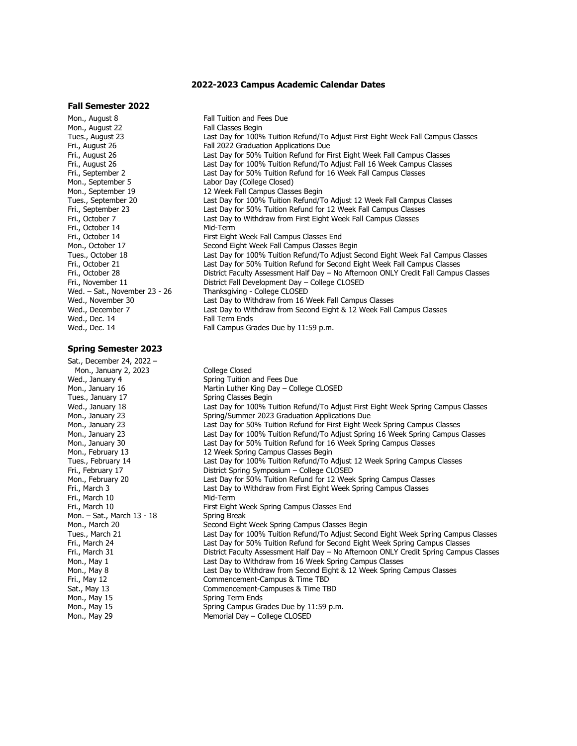# 2022-2023 Campus Academic Calendar Dates

## Fall Semester 2022

| Date | Event |
|---|---|
| Mon., August 8 | Fall Tuition and Fees Due |
| Mon., August 22 | Fall Classes Begin |
| Tues., August 23 | Last Day for 100% Tuition Refund/To Adjust First Eight Week Fall Campus Classes |
| Fri., August 26 | Fall 2022 Graduation Applications Due |
| Fri., August 26 | Last Day for 50% Tuition Refund for First Eight Week Fall Campus Classes |
| Fri., August 26 | Last Day for 100% Tuition Refund/To Adjust Fall 16 Week Campus Classes |
| Fri., September 2 | Last Day for 50% Tuition Refund for 16 Week Fall Campus Classes |
| Mon., September 5 | Labor Day (College Closed) |
| Mon., September 19 | 12 Week Fall Campus Classes Begin |
| Tues., September 20 | Last Day for 100% Tuition Refund/To Adjust 12 Week Fall Campus Classes |
| Fri., September 23 | Last Day for 50% Tuition Refund for 12 Week Fall Campus Classes |
| Fri., October 7 | Last Day to Withdraw from First Eight Week Fall Campus Classes |
| Fri., October 14 | Mid-Term |
| Fri., October 14 | First Eight Week Fall Campus Classes End |
| Mon., October 17 | Second Eight Week Fall Campus Classes Begin |
| Tues., October 18 | Last Day for 100% Tuition Refund/To Adjust Second Eight Week Fall Campus Classes |
| Fri., October 21 | Last Day for 50% Tuition Refund for Second Eight Week Fall Campus Classes |
| Fri., October 28 | District Faculty Assessment Half Day – No Afternoon ONLY Credit Fall Campus Classes |
| Fri., November 11 | District Fall Development Day – College CLOSED |
| Wed. – Sat., November 23 - 26 | Thanksgiving - College CLOSED |
| Wed., November 30 | Last Day to Withdraw from 16 Week Fall Campus Classes |
| Wed., December 7 | Last Day to Withdraw from Second Eight & 12 Week Fall Campus Classes |
| Wed., Dec. 14 | Fall Term Ends |
| Wed., Dec. 14 | Fall Campus Grades Due by 11:59 p.m. |

## Spring Semester 2023

| Date | Event |
|---|---|
| Sat., December 24, 2022 – Mon., January 2, 2023 | College Closed |
| Wed., January 4 | Spring Tuition and Fees Due |
| Mon., January 16 | Martin Luther King Day – College CLOSED |
| Tues., January 17 | Spring Classes Begin |
| Wed., January 18 | Last Day for 100% Tuition Refund/To Adjust First Eight Week Spring Campus Classes |
| Mon., January 23 | Spring/Summer 2023 Graduation Applications Due |
| Mon., January 23 | Last Day for 50% Tuition Refund for First Eight Week Spring Campus Classes |
| Mon., January 23 | Last Day for 100% Tuition Refund/To Adjust Spring 16 Week Spring Campus Classes |
| Mon., January 30 | Last Day for 50% Tuition Refund for 16 Week Spring Campus Classes |
| Mon., February 13 | 12 Week Spring Campus Classes Begin |
| Tues., February 14 | Last Day for 100% Tuition Refund/To Adjust 12 Week Spring Campus Classes |
| Fri., February 17 | District Spring Symposium – College CLOSED |
| Mon., February 20 | Last Day for 50% Tuition Refund for 12 Week Spring Campus Classes |
| Fri., March 3 | Last Day to Withdraw from First Eight Week Spring Campus Classes |
| Fri., March 10 | Mid-Term |
| Fri., March 10 | First Eight Week Spring Campus Classes End |
| Mon. – Sat., March 13 - 18 | Spring Break |
| Mon., March 20 | Second Eight Week Spring Campus Classes Begin |
| Tues., March 21 | Last Day for 100% Tuition Refund/To Adjust Second Eight Week Spring Campus Classes |
| Fri., March 24 | Last Day for 50% Tuition Refund for Second Eight Week Spring Campus Classes |
| Fri., March 31 | District Faculty Assessment Half Day – No Afternoon ONLY Credit Spring Campus Classes |
| Mon., May 1 | Last Day to Withdraw from 16 Week Spring Campus Classes |
| Mon., May 8 | Last Day to Withdraw from Second Eight & 12 Week Spring Campus Classes |
| Fri., May 12 | Commencement-Campus & Time TBD |
| Sat., May 13 | Commencement-Campuses & Time TBD |
| Mon., May 15 | Spring Term Ends |
| Mon., May 15 | Spring Campus Grades Due by 11:59 p.m. |
| Mon., May 29 | Memorial Day – College CLOSED |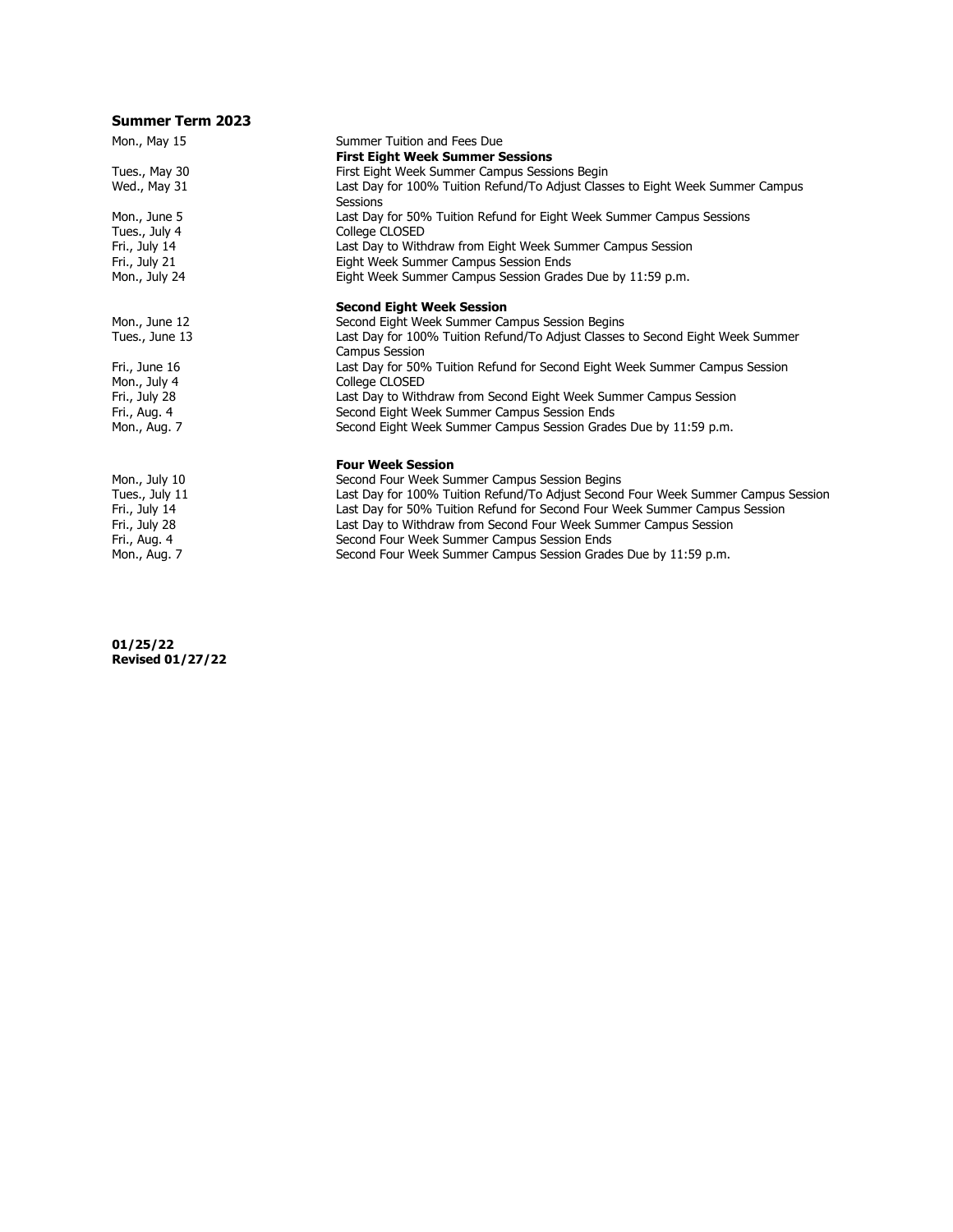## Summer Term 2023

| | |
|---|---|
| Mon., May 15 | Summer Tuition and Fees Due |
| | **First Eight Week Summer Sessions** |
| Tues., May 30 | First Eight Week Summer Campus Sessions Begin |
| Wed., May 31 | Last Day for 100% Tuition Refund/To Adjust Classes to Eight Week Summer Campus Sessions |
| Mon., June 5 | Last Day for 50% Tuition Refund for Eight Week Summer Campus Sessions |
| Tues., July 4 | College CLOSED |
| Fri., July 14 | Last Day to Withdraw from Eight Week Summer Campus Session |
| Fri., July 21 | Eight Week Summer Campus Session Ends |
| Mon., July 24 | Eight Week Summer Campus Session Grades Due by 11:59 p.m. |
| | |
| | **Second Eight Week Session** |
| Mon., June 12 | Second Eight Week Summer Campus Session Begins |
| Tues., June 13 | Last Day for 100% Tuition Refund/To Adjust Classes to Second Eight Week Summer Campus Session |
| Fri., June 16 | Last Day for 50% Tuition Refund for Second Eight Week Summer Campus Session |
| Mon., July 4 | College CLOSED |
| Fri., July 28 | Last Day to Withdraw from Second Eight Week Summer Campus Session |
| Fri., Aug. 4 | Second Eight Week Summer Campus Session Ends |
| Mon., Aug. 7 | Second Eight Week Summer Campus Session Grades Due by 11:59 p.m. |
| | |
| | **Four Week Session** |
| Mon., July 10 | Second Four Week Summer Campus Session Begins |
| Tues., July 11 | Last Day for 100% Tuition Refund/To Adjust Second Four Week Summer Campus Session |
| Fri., July 14 | Last Day for 50% Tuition Refund for Second Four Week Summer Campus Session |
| Fri., July 28 | Last Day to Withdraw from Second Four Week Summer Campus Session |
| Fri., Aug. 4 | Second Four Week Summer Campus Session Ends |
| Mon., Aug. 7 | Second Four Week Summer Campus Session Grades Due by 11:59 p.m. |

**01/25/22**
**Revised 01/27/22**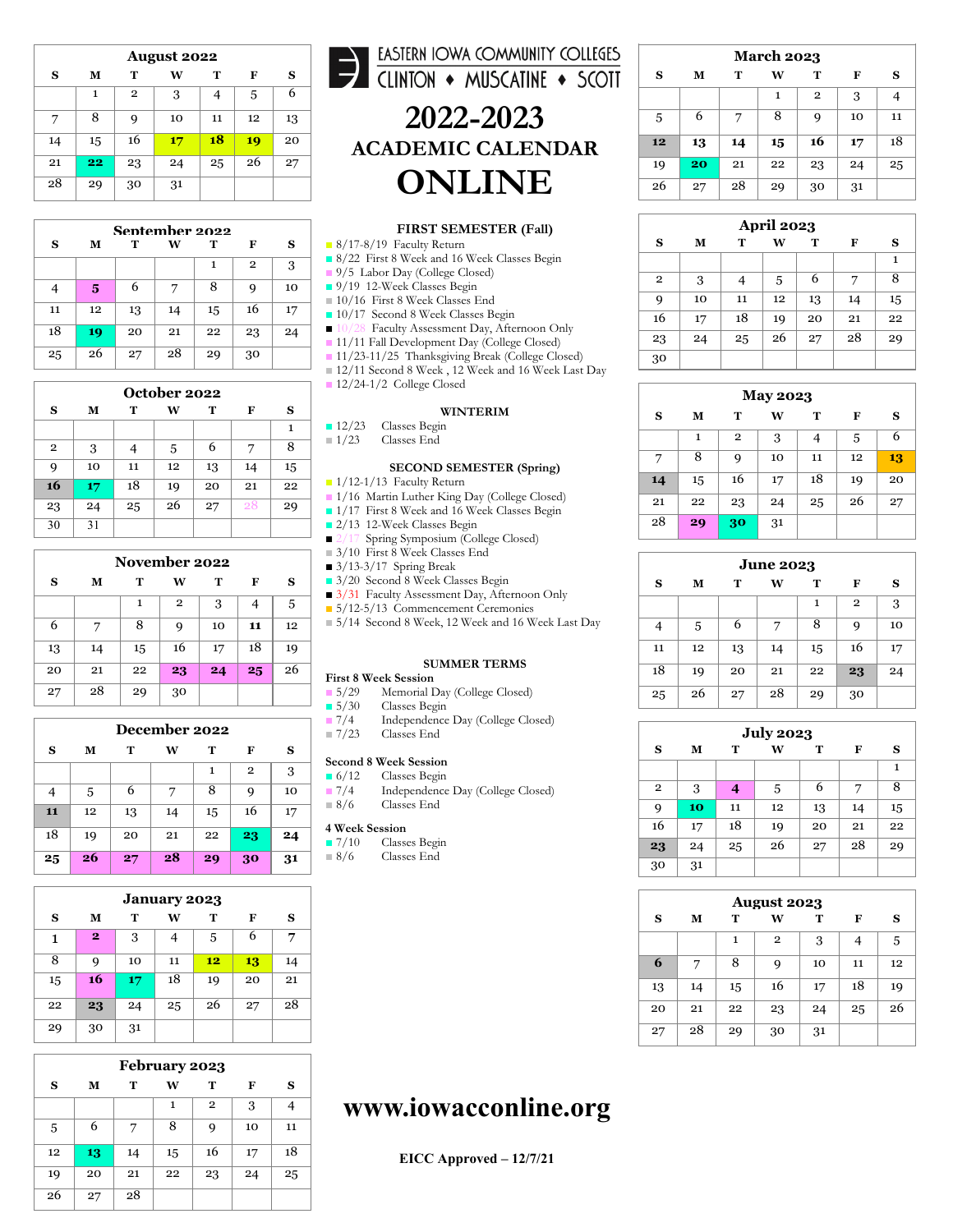# EASTERN IOWA COMMUNITY COLLEGES
## CLINTON ♦ MUSCATINE ♦ SCOTT

# 2022-2023 ACADEMIC CALENDAR ONLINE

### FIRST SEMESTER (Fall)

- 8/17-8/19 Faculty Return
- 8/22 First 8 Week and 16 Week Classes Begin
- 9/5 Labor Day (College Closed)
- 9/19 12-Week Classes Begin
- 10/16 First 8 Week Classes End
- 10/17 Second 8 Week Classes Begin
- 10/28 Faculty Assessment Day, Afternoon Only
- 11/11 Fall Development Day (College Closed)
- 11/23-11/25 Thanksgiving Break (College Closed)
- 12/11 Second 8 Week, 12 Week and 16 Week Last Day
- 12/24-1/2 College Closed

### WINTERIM

- 12/23 Classes Begin
- 1/23 Classes End

### SECOND SEMESTER (Spring)

- 1/12-1/13 Faculty Return
- 1/16 Martin Luther King Day (College Closed)
- 1/17 First 8 Week and 16 Week Classes Begin
- 2/13 12-Week Classes Begin
- 2/17 Spring Symposium (College Closed)
- 3/10 First 8 Week Classes End
- 3/13-3/17 Spring Break
- 3/20 Second 8 Week Classes Begin
- 3/31 Faculty Assessment Day, Afternoon Only
- 5/12-5/13 Commencement Ceremonies
- 5/14 Second 8 Week, 12 Week and 16 Week Last Day

### SUMMER TERMS

**First 8 Week Session**

- 5/29 Memorial Day (College Closed)
- 5/30 Classes Begin
- 7/4 Independence Day (College Closed)
- 7/23 Classes End

**Second 8 Week Session**

- 6/12 Classes Begin
- 7/4 Independence Day (College Closed)
- 8/6 Classes End

**4 Week Session**

- 7/10 Classes Begin
- 8/6 Classes End

### August 2022

| S | M | T | W | T | F | S |
|---|---|---|---|---|---|---|
| | 1 | 2 | 3 | 4 | 5 | 6 |
| 7 | 8 | 9 | 10 | 11 | 12 | 13 |
| 14 | 15 | 16 | **17** | **18** | **19** | 20 |
| 21 | **22** | 23 | 24 | 25 | 26 | 27 |
| 28 | 29 | 30 | 31 | | | |

### September 2022

| S | M | T | W | T | F | S |
|---|---|---|---|---|---|---|
| | | | | 1 | 2 | 3 |
| 4 | **5** | 6 | 7 | 8 | 9 | 10 |
| 11 | 12 | 13 | 14 | 15 | 16 | 17 |
| 18 | **19** | 20 | 21 | 22 | 23 | 24 |
| 25 | 26 | 27 | 28 | 29 | 30 | |

### October 2022

| S | M | T | W | T | F | S |
|---|---|---|---|---|---|---|
| | | | | | | 1 |
| 2 | 3 | 4 | 5 | 6 | 7 | 8 |
| 9 | 10 | 11 | 12 | 13 | 14 | 15 |
| **16** | **17** | 18 | 19 | 20 | 21 | 22 |
| 23 | 24 | 25 | 26 | 27 | 28 | 29 |
| 30 | 31 | | | | | |

### November 2022

| S | M | T | W | T | F | S |
|---|---|---|---|---|---|---|
| | | 1 | 2 | 3 | 4 | 5 |
| 6 | 7 | 8 | 9 | 10 | **11** | 12 |
| 13 | 14 | 15 | 16 | 17 | 18 | 19 |
| 20 | 21 | 22 | **23** | **24** | **25** | 26 |
| 27 | 28 | 29 | 30 | | | |

### December 2022

| S | M | T | W | T | F | S |
|---|---|---|---|---|---|---|
| | | | | 1 | 2 | 3 |
| 4 | 5 | 6 | 7 | 8 | 9 | 10 |
| **11** | 12 | 13 | 14 | 15 | 16 | 17 |
| 18 | 19 | 20 | 21 | 22 | **23** | **24** |
| **25** | **26** | **27** | **28** | **29** | **30** | **31** |

### January 2023

| S | M | T | W | T | F | S |
|---|---|---|---|---|---|---|
| 1 | **2** | 3 | 4 | 5 | 6 | 7 |
| 8 | 9 | 10 | 11 | **12** | **13** | 14 |
| 15 | **16** | **17** | 18 | 19 | 20 | 21 |
| 22 | **23** | 24 | 25 | 26 | 27 | 28 |
| 29 | 30 | 31 | | | | |

### February 2023

| S | M | T | W | T | F | S |
|---|---|---|---|---|---|---|
| | | | 1 | 2 | 3 | 4 |
| 5 | 6 | 7 | 8 | 9 | 10 | 11 |
| 12 | **13** | 14 | 15 | 16 | 17 | 18 |
| 19 | 20 | 21 | 22 | 23 | 24 | 25 |
| 26 | 27 | 28 | | | | |

### March 2023

| S | M | T | W | T | F | S |
|---|---|---|---|---|---|---|
| | | | 1 | 2 | 3 | 4 |
| 5 | 6 | 7 | 8 | 9 | 10 | 11 |
| **12** | **13** | **14** | **15** | **16** | **17** | 18 |
| 19 | **20** | 21 | 22 | 23 | 24 | 25 |
| 26 | 27 | 28 | 29 | 30 | 31 | |

### April 2023

| S | M | T | W | T | F | S |
|---|---|---|---|---|---|---|
| | | | | | | 1 |
| 2 | 3 | 4 | 5 | 6 | 7 | 8 |
| 9 | 10 | 11 | 12 | 13 | 14 | 15 |
| 16 | 17 | 18 | 19 | 20 | 21 | 22 |
| 23 | 24 | 25 | 26 | 27 | 28 | 29 |
| 30 | | | | | | |

### May 2023

| S | M | T | W | T | F | S |
|---|---|---|---|---|---|---|
| | 1 | 2 | 3 | 4 | 5 | 6 |
| 7 | 8 | 9 | 10 | 11 | 12 | **13** |
| **14** | 15 | 16 | 17 | 18 | 19 | 20 |
| 21 | 22 | 23 | 24 | 25 | 26 | 27 |
| 28 | **29** | **30** | 31 | | | |

### June 2023

| S | M | T | W | T | F | S |
|---|---|---|---|---|---|---|
| | | | | 1 | 2 | 3 |
| 4 | 5 | 6 | 7 | 8 | 9 | 10 |
| 11 | 12 | 13 | 14 | 15 | 16 | 17 |
| 18 | 19 | 20 | 21 | 22 | **23** | 24 |
| 25 | 26 | 27 | 28 | 29 | 30 | |

### July 2023

| S | M | T | W | T | F | S |
|---|---|---|---|---|---|---|
| | | | | | | 1 |
| 2 | 3 | **4** | 5 | 6 | 7 | 8 |
| 9 | **10** | 11 | 12 | 13 | 14 | 15 |
| 16 | 17 | 18 | 19 | 20 | 21 | 22 |
| **23** | 24 | 25 | 26 | 27 | 28 | 29 |
| 30 | 31 | | | | | |

### August 2023

| S | M | T | W | T | F | S |
|---|---|---|---|---|---|---|
| | | 1 | 2 | 3 | 4 | 5 |
| **6** | 7 | 8 | 9 | 10 | 11 | 12 |
| 13 | 14 | 15 | 16 | 17 | 18 | 19 |
| 20 | 21 | 22 | 23 | 24 | 25 | 26 |
| 27 | 28 | 29 | 30 | 31 | | |

**www.iowacconline.org**

**EICC Approved – 12/7/21**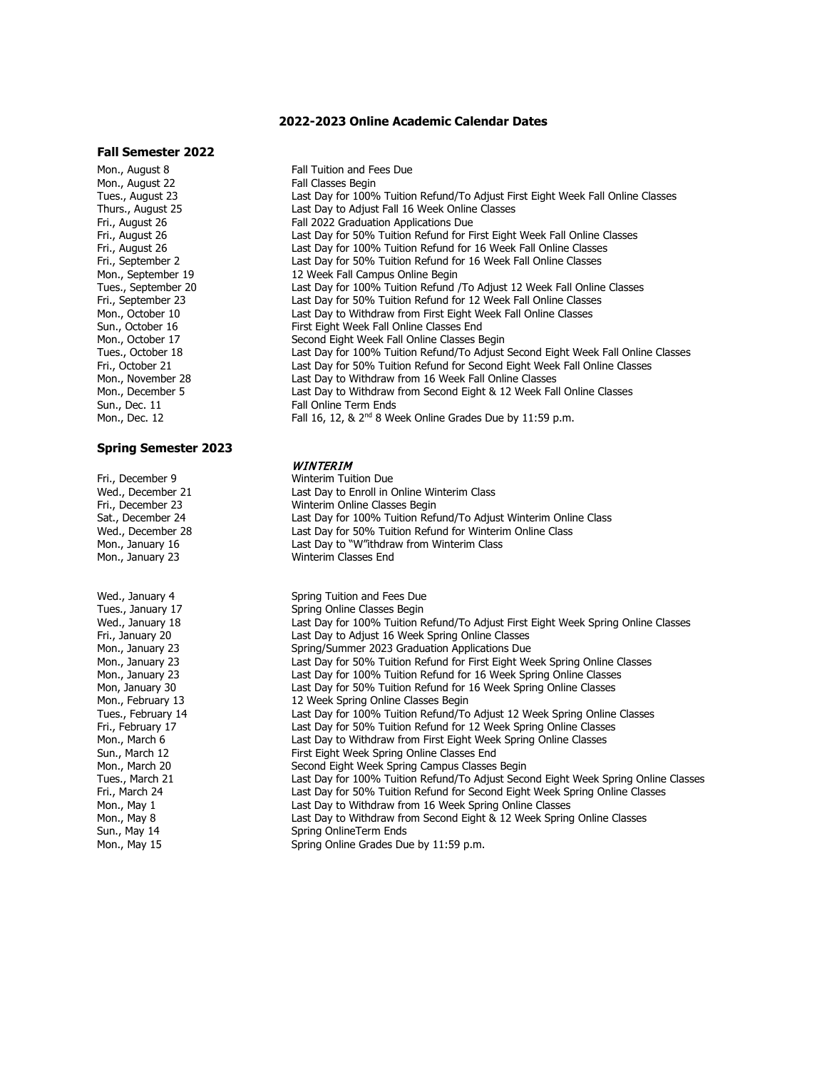# 2022-2023 Online Academic Calendar Dates

## Fall Semester 2022

| | |
|---|---|
| Mon., August 8 | Fall Tuition and Fees Due |
| Mon., August 22 | Fall Classes Begin |
| Tues., August 23 | Last Day for 100% Tuition Refund/To Adjust First Eight Week Fall Online Classes |
| Thurs., August 25 | Last Day to Adjust Fall 16 Week Online Classes |
| Fri., August 26 | Fall 2022 Graduation Applications Due |
| Fri., August 26 | Last Day for 50% Tuition Refund for First Eight Week Fall Online Classes |
| Fri., August 26 | Last Day for 100% Tuition Refund for 16 Week Fall Online Classes |
| Fri., September 2 | Last Day for 50% Tuition Refund for 16 Week Fall Online Classes |
| Mon., September 19 | 12 Week Fall Campus Online Begin |
| Tues., September 20 | Last Day for 100% Tuition Refund /To Adjust 12 Week Fall Online Classes |
| Fri., September 23 | Last Day for 50% Tuition Refund for 12 Week Fall Online Classes |
| Mon., October 10 | Last Day to Withdraw from First Eight Week Fall Online Classes |
| Sun., October 16 | First Eight Week Fall Online Classes End |
| Mon., October 17 | Second Eight Week Fall Online Classes Begin |
| Tues., October 18 | Last Day for 100% Tuition Refund/To Adjust Second Eight Week Fall Online Classes |
| Fri., October 21 | Last Day for 50% Tuition Refund for Second Eight Week Fall Online Classes |
| Mon., November 28 | Last Day to Withdraw from 16 Week Fall Online Classes |
| Mon., December 5 | Last Day to Withdraw from Second Eight & 12 Week Fall Online Classes |
| Sun., Dec. 11 | Fall Online Term Ends |
| Mon., Dec. 12 | Fall 16, 12, & 2nd 8 Week Online Grades Due by 11:59 p.m. |

## Spring Semester 2023

*WINTERIM*

| | |
|---|---|
| Fri., December 9 | Winterim Tuition Due |
| Wed., December 21 | Last Day to Enroll in Online Winterim Class |
| Fri., December 23 | Winterim Online Classes Begin |
| Sat., December 24 | Last Day for 100% Tuition Refund/To Adjust Winterim Online Class |
| Wed., December 28 | Last Day for 50% Tuition Refund for Winterim Online Class |
| Mon., January 16 | Last Day to "W"ithdraw from Winterim Class |
| Mon., January 23 | Winterim Classes End |

| | |
|---|---|
| Wed., January 4 | Spring Tuition and Fees Due |
| Tues., January 17 | Spring Online Classes Begin |
| Wed., January 18 | Last Day for 100% Tuition Refund/To Adjust First Eight Week Spring Online Classes |
| Fri., January 20 | Last Day to Adjust 16 Week Spring Online Classes |
| Mon., January 23 | Spring/Summer 2023 Graduation Applications Due |
| Mon., January 23 | Last Day for 50% Tuition Refund for First Eight Week Spring Online Classes |
| Mon., January 23 | Last Day for 100% Tuition Refund for 16 Week Spring Online Classes |
| Mon, January 30 | Last Day for 50% Tuition Refund for 16 Week Spring Online Classes |
| Mon., February 13 | 12 Week Spring Online Classes Begin |
| Tues., February 14 | Last Day for 100% Tuition Refund/To Adjust 12 Week Spring Online Classes |
| Fri., February 17 | Last Day for 50% Tuition Refund for 12 Week Spring Online Classes |
| Mon., March 6 | Last Day to Withdraw from First Eight Week Spring Online Classes |
| Sun., March 12 | First Eight Week Spring Online Classes End |
| Mon., March 20 | Second Eight Week Spring Campus Classes Begin |
| Tues., March 21 | Last Day for 100% Tuition Refund/To Adjust Second Eight Week Spring Online Classes |
| Fri., March 24 | Last Day for 50% Tuition Refund for Second Eight Week Spring Online Classes |
| Mon., May 1 | Last Day to Withdraw from 16 Week Spring Online Classes |
| Mon., May 8 | Last Day to Withdraw from Second Eight & 12 Week Spring Online Classes |
| Sun., May 14 | Spring OnlineTerm Ends |
| Mon., May 15 | Spring Online Grades Due by 11:59 p.m. |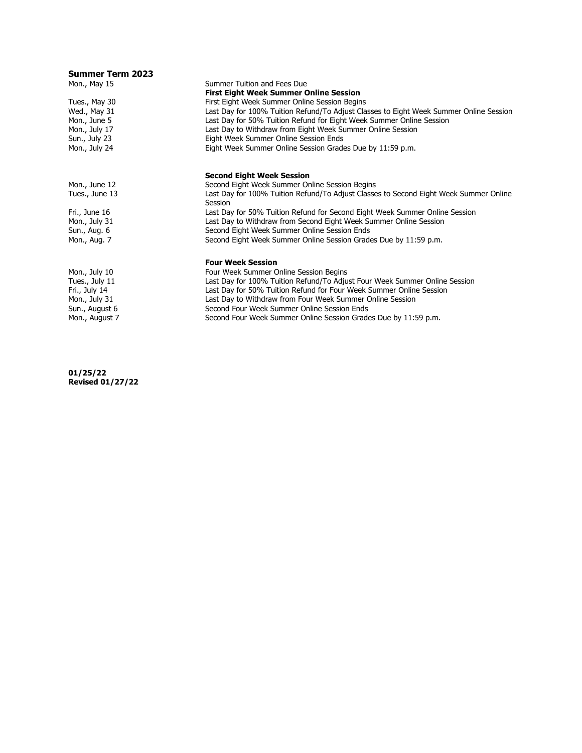## Summer Term 2023

| | |
|---|---|
| Mon., May 15 | Summer Tuition and Fees Due |
| | **First Eight Week Summer Online Session** |
| Tues., May 30 | First Eight Week Summer Online Session Begins |
| Wed., May 31 | Last Day for 100% Tuition Refund/To Adjust Classes to Eight Week Summer Online Session |
| Mon., June 5 | Last Day for 50% Tuition Refund for Eight Week Summer Online Session |
| Mon., July 17 | Last Day to Withdraw from Eight Week Summer Online Session |
| Sun., July 23 | Eight Week Summer Online Session Ends |
| Mon., July 24 | Eight Week Summer Online Session Grades Due by 11:59 p.m. |
| | **Second Eight Week Session** |
| Mon., June 12 | Second Eight Week Summer Online Session Begins |
| Tues., June 13 | Last Day for 100% Tuition Refund/To Adjust Classes to Second Eight Week Summer Online Session |
| Fri., June 16 | Last Day for 50% Tuition Refund for Second Eight Week Summer Online Session |
| Mon., July 31 | Last Day to Withdraw from Second Eight Week Summer Online Session |
| Sun., Aug. 6 | Second Eight Week Summer Online Session Ends |
| Mon., Aug. 7 | Second Eight Week Summer Online Session Grades Due by 11:59 p.m. |
| | **Four Week Session** |
| Mon., July 10 | Four Week Summer Online Session Begins |
| Tues., July 11 | Last Day for 100% Tuition Refund/To Adjust Four Week Summer Online Session |
| Fri., July 14 | Last Day for 50% Tuition Refund for Four Week Summer Online Session |
| Mon., July 31 | Last Day to Withdraw from Four Week Summer Online Session |
| Sun., August 6 | Second Four Week Summer Online Session Ends |
| Mon., August 7 | Second Four Week Summer Online Session Grades Due by 11:59 p.m. |

**01/25/22**
**Revised 01/27/22**